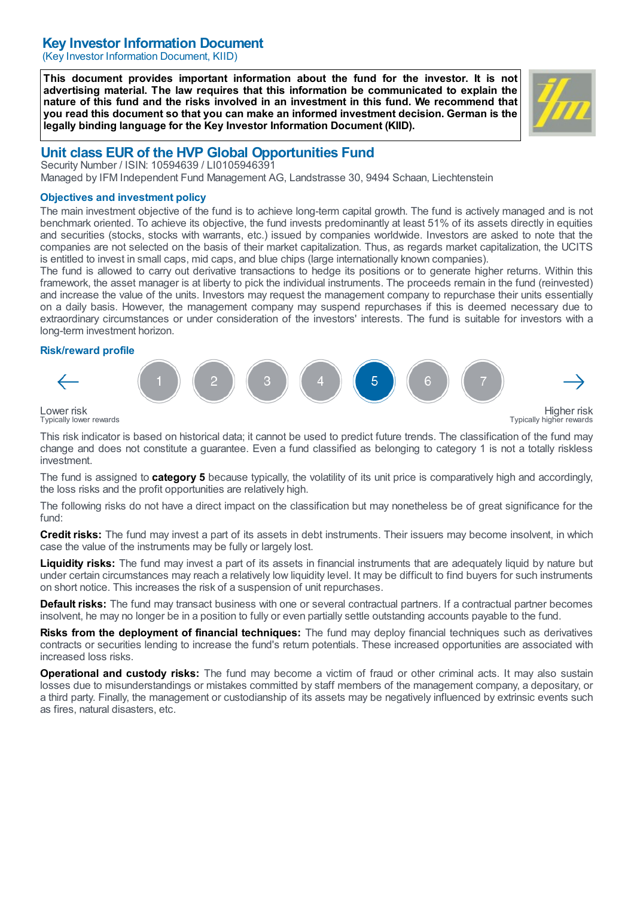# Key Investor Information Document

(Key Investor Information Document, KIID)

**This document provides important information about the fund for the investor. It is not advertising material. The law requires that this information be communicated to explain the nature of this fund and the risks involved in an investment in this fund. We recommend that you read this document so that you can make an informed investment decision. German is the legally binding language for the Key Investor Information Document (KIID).**

## Unit class EUR of the HVP Global Opportunities Fund

Security Number / ISIN: 10594639 / LI0105946391

Managed by IFM Independent Fund Management AG, Landstrasse 30, 9494 Schaan, Liechtenstein

### Objectives and investment policy

The main investment objective of the fund is to achieve long-term capital growth. The fund is actively managed and is not benchmark oriented. To achieve its objective, the fund invests predominantly at least 51% of its assets directly in equities and securities (stocks, stocks with warrants, etc.) issued by companies worldwide. Investors are asked to note that the companies are not selected on the basis of their market capitalization. Thus, as regards market capitalization, the UCITS is entitled to invest in small caps, mid caps, and blue chips (large internationally known companies).

The fund is allowed to carry out derivative transactions to hedge its positions or to generate higher returns. Within this framework, the asset manager is at liberty to pick the individual instruments. The proceeds remain in the fund (reinvested) and increase the value of the units. Investors may request the management company to repurchase their units essentially on a daily basis. However, the management company may suspend repurchases if this is deemed necessary due to extraordinary circumstances or under consideration of the investors' interests. The fund is suitable for investors with a long-term investment horizon.

### Risk/reward profile

| 1 | 2 | 3 | 4 | **5** | 6 | 7 |
|---|---|---|---|---|---|---|

Lower risk — Typically lower rewards ← → Higher risk — Typically higher rewards

This risk indicator is based on historical data; it cannot be used to predict future trends. The classification of the fund may change and does not constitute a guarantee. Even a fund classified as belonging to category 1 is not a totally riskless investment.

The fund is assigned to **category 5** because typically, the volatility of its unit price is comparatively high and accordingly, the loss risks and the profit opportunities are relatively high.

The following risks do not have a direct impact on the classification but may nonetheless be of great significance for the fund:

**Credit risks:** The fund may invest a part of its assets in debt instruments. Their issuers may become insolvent, in which case the value of the instruments may be fully or largely lost.

**Liquidity risks:** The fund may invest a part of its assets in financial instruments that are adequately liquid by nature but under certain circumstances may reach a relatively low liquidity level. It may be difficult to find buyers for such instruments on short notice. This increases the risk of a suspension of unit repurchases.

**Default risks:** The fund may transact business with one or several contractual partners. If a contractual partner becomes insolvent, he may no longer be in a position to fully or even partially settle outstanding accounts payable to the fund.

**Risks from the deployment of financial techniques:** The fund may deploy financial techniques such as derivatives contracts or securities lending to increase the fund's return potentials. These increased opportunities are associated with increased loss risks.

**Operational and custody risks:** The fund may become a victim of fraud or other criminal acts. It may also sustain losses due to misunderstandings or mistakes committed by staff members of the management company, a depositary, or a third party. Finally, the management or custodianship of its assets may be negatively influenced by extrinsic events such as fires, natural disasters, etc.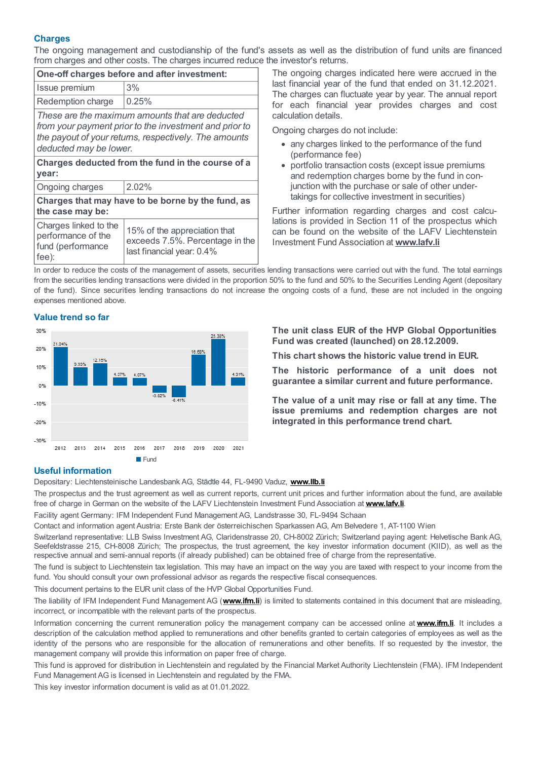## Charges

The ongoing management and custodianship of the fund's assets as well as the distribution of fund units are financed from charges and other costs. The charges incurred reduce the investor's returns.

| **One-off charges before and after investment:** | |
|---|---|
| Issue premium | 3% |
| Redemption charge | 0.25% |
| *These are the maximum amounts that are deducted from your payment prior to the investment and prior to the payout of your returns, respectively. The amounts deducted may be lower.* | |
| **Charges deducted from the fund in the course of a year:** | |
| Ongoing charges | 2.02% |
| **Charges that may have to be borne by the fund, as the case may be:** | |
| Charges linked to the performance of the fund (performance fee): | 15% of the appreciation that exceeds 7.5%. Percentage in the last financial year: 0.4% |

The ongoing charges indicated here were accrued in the last financial year of the fund that ended on 31.12.2021. The charges can fluctuate year by year. The annual report for each financial year provides charges and cost calculation details.

Ongoing charges do not include:

- any charges linked to the performance of the fund (performance fee)
- portfolio transaction costs (except issue premiums and redemption charges borne by the fund in conjunction with the purchase or sale of other undertakings for collective investment in securities)

Further information regarding charges and cost calculations is provided in Section 11 of the prospectus which can be found on the website of the LAFV Liechtenstein Investment Fund Association at **www.lafv.li**

In order to reduce the costs of the management of assets, securities lending transactions were carried out with the fund. The total earnings from the securities lending transactions were divided in the proportion 50% to the fund and 50% to the Securities Lending Agent (depositary of the fund). Since securities lending transactions do not increase the ongoing costs of a fund, these are not included in the ongoing expenses mentioned above.

## Value trend so far

30%
20%
10%
0%
-10%
-20%
-30%

21.04%
9.93%
12.15%
4.37%
4.07%
-3.82%
-6.41%
16.69%
25.38%
4.31%

2012 2013 2014 2015 2016 2017 2018 2019 2020 2021

Fund

**The unit class EUR of the HVP Global Opportunities Fund was created (launched) on 28.12.2009.**

**This chart shows the historic value trend in EUR.**

**The historic performance of a unit does not guarantee a similar current and future performance.**

**The value of a unit may rise or fall at any time. The issue premiums and redemption charges are not integrated in this performance trend chart.**

## Useful information

Depositary: Liechtensteinische Landesbank AG, Städtle 44, FL-9490 Vaduz, **www.llb.li**

The prospectus and the trust agreement as well as current reports, current unit prices and further information about the fund, are available free of charge in German on the website of the LAFV Liechtenstein Investment Fund Association at **www.lafv.li**.

Facility agent Germany: IFM Independent Fund Management AG, Landstrasse 30, FL-9494 Schaan

Contact and information agent Austria: Erste Bank der österreichischen Sparkassen AG, Am Belvedere 1, AT-1100 Wien

Switzerland representative: LLB Swiss Investment AG, Claridenstrasse 20, CH-8002 Zürich; Switzerland paying agent: Helvetische Bank AG, Seefeldstrasse 215, CH-8008 Zürich; The prospectus, the trust agreement, the key investor information document (KIID), as well as the respective annual and semi-annual reports (if already published) can be obtained free of charge from the representative.

The fund is subject to Liechtenstein tax legislation. This may have an impact on the way you are taxed with respect to your income from the fund. You should consult your own professional advisor as regards the respective fiscal consequences.

This document pertains to the EUR unit class of the HVP Global Opportunities Fund.

The liability of IFM Independent Fund Management AG (**www.ifm.li**) is limited to statements contained in this document that are misleading, incorrect, or incompatible with the relevant parts of the prospectus.

Information concerning the current remuneration policy the management company can be accessed online at **www.ifm.li**. It includes a description of the calculation method applied to remunerations and other benefits granted to certain categories of employees as well as the identity of the persons who are responsible for the allocation of remunerations and other benefits. If so requested by the investor, the management company will provide this information on paper free of charge.

This fund is approved for distribution in Liechtenstein and regulated by the Financial Market Authority Liechtenstein (FMA). IFM Independent Fund Management AG is licensed in Liechtenstein and regulated by the FMA.

This key investor information document is valid as at 01.01.2022.